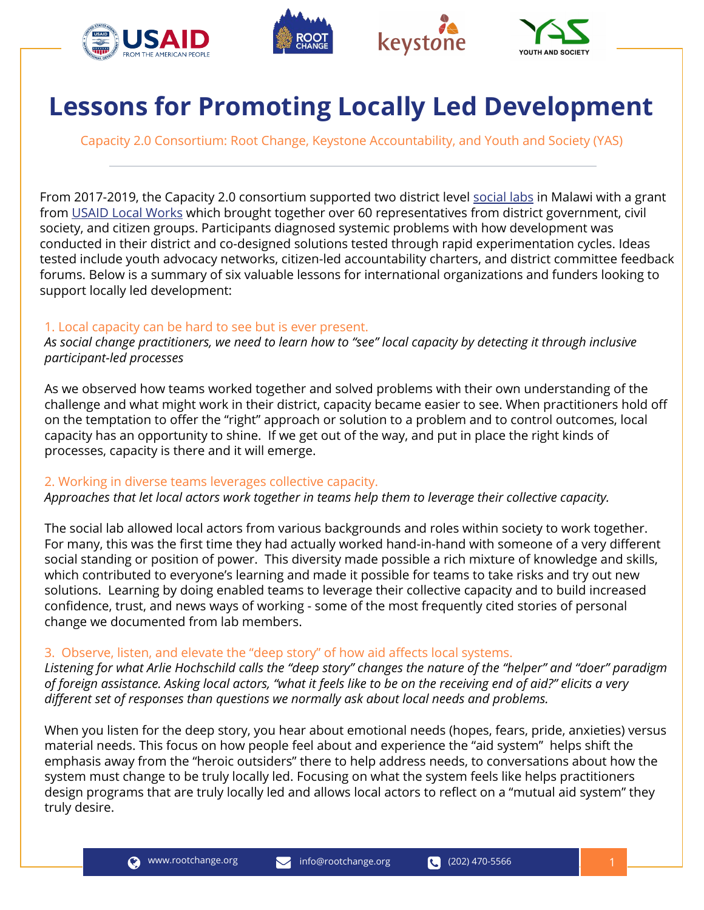# Lessons for Promoting Locally Led Development

Capacity 2.0 Consortium: Root Change, Keystone Accountability, and Youth and Society (YAS)

From 2017-2019, the Capacity 2.0 consortium supported two district level social labs in Malawi with a grant from USAID Local Works which brought together over 60 representatives from district government, civil society, and citizen groups. Participants diagnosed systemic problems with how development was conducted in their district and co-designed solutions tested through rapid experimentation cycles. Ideas tested include youth advocacy networks, citizen-led accountability charters, and district committee feedback forums. Below is a summary of six valuable lessons for international organizations and funders looking to support locally led development:

## 1. Local capacity can be hard to see but is ever present.

*As social change practitioners, we need to learn how to "see" local capacity by detecting it through inclusive participant-led processes*

As we observed how teams worked together and solved problems with their own understanding of the challenge and what might work in their district, capacity became easier to see. When practitioners hold off on the temptation to offer the "right" approach or solution to a problem and to control outcomes, local capacity has an opportunity to shine. If we get out of the way, and put in place the right kinds of processes, capacity is there and it will emerge.

## 2. Working in diverse teams leverages collective capacity.

*Approaches that let local actors work together in teams help them to leverage their collective capacity.*

The social lab allowed local actors from various backgrounds and roles within society to work together. For many, this was the first time they had actually worked hand-in-hand with someone of a very different social standing or position of power. This diversity made possible a rich mixture of knowledge and skills, which contributed to everyone's learning and made it possible for teams to take risks and try out new solutions. Learning by doing enabled teams to leverage their collective capacity and to build increased confidence, trust, and news ways of working - some of the most frequently cited stories of personal change we documented from lab members.

## 3. Observe, listen, and elevate the "deep story" of how aid affects local systems.

*Listening for what Arlie Hochschild calls the "deep story" changes the nature of the "helper" and "doer" paradigm of foreign assistance. Asking local actors, "what it feels like to be on the receiving end of aid?" elicits a very different set of responses than questions we normally ask about local needs and problems.*

When you listen for the deep story, you hear about emotional needs (hopes, fears, pride, anxieties) versus material needs. This focus on how people feel about and experience the "aid system" helps shift the emphasis away from the "heroic outsiders" there to help address needs, to conversations about how the system must change to be truly locally led. Focusing on what the system feels like helps practitioners design programs that are truly locally led and allows local actors to reflect on a "mutual aid system" they truly desire.

www.rootchange.org info@rootchange.org (202) 470-5566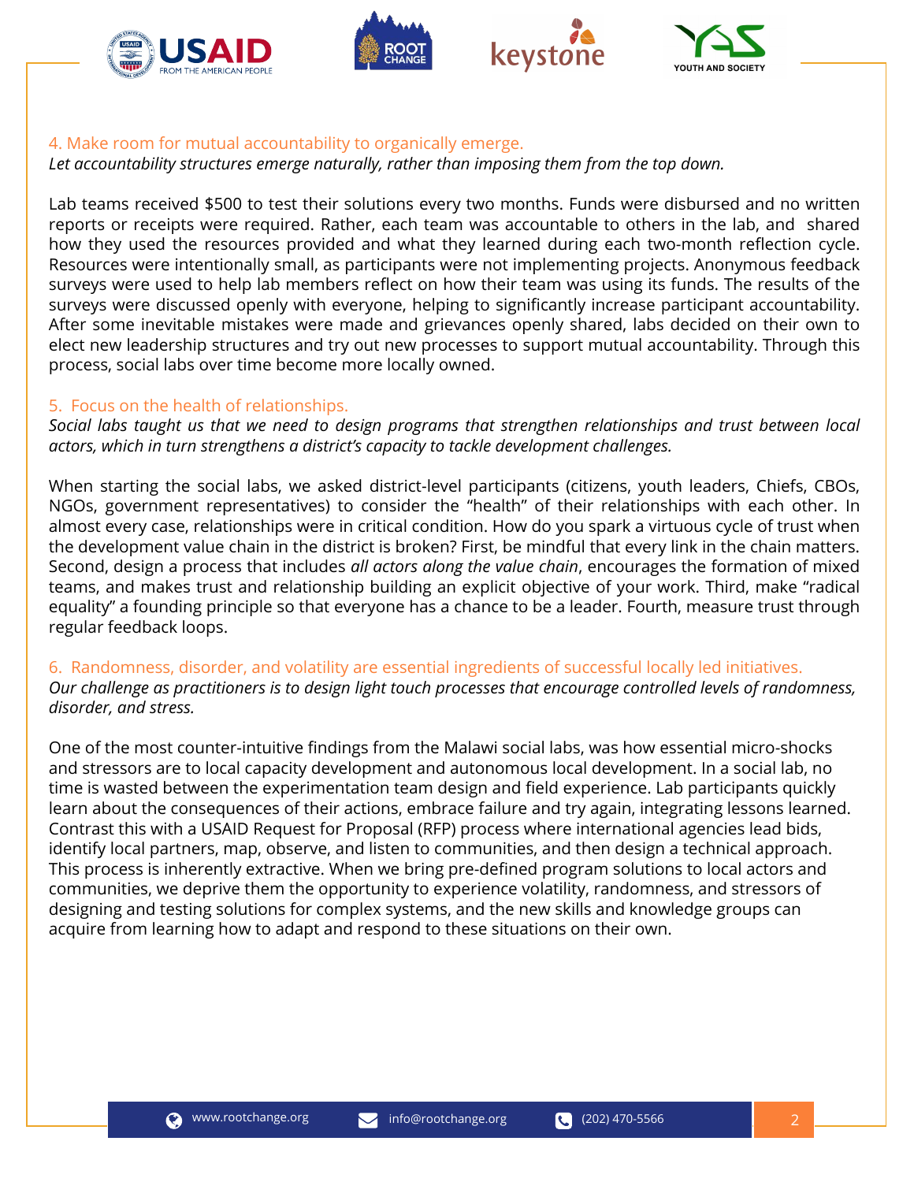### 4. Make room for mutual accountability to organically emerge.

*Let accountability structures emerge naturally, rather than imposing them from the top down.*

Lab teams received $500 to test their solutions every two months. Funds were disbursed and no written reports or receipts were required. Rather, each team was accountable to others in the lab, and shared how they used the resources provided and what they learned during each two-month reflection cycle. Resources were intentionally small, as participants were not implementing projects. Anonymous feedback surveys were used to help lab members reflect on how their team was using its funds. The results of the surveys were discussed openly with everyone, helping to significantly increase participant accountability. After some inevitable mistakes were made and grievances openly shared, labs decided on their own to elect new leadership structures and try out new processes to support mutual accountability. Through this process, social labs over time become more locally owned.

### 5. Focus on the health of relationships.

*Social labs taught us that we need to design programs that strengthen relationships and trust between local actors, which in turn strengthens a district's capacity to tackle development challenges.*

When starting the social labs, we asked district-level participants (citizens, youth leaders, Chiefs, CBOs, NGOs, government representatives) to consider the "health" of their relationships with each other. In almost every case, relationships were in critical condition. How do you spark a virtuous cycle of trust when the development value chain in the district is broken? First, be mindful that every link in the chain matters. Second, design a process that includes *all actors along the value chain*, encourages the formation of mixed teams, and makes trust and relationship building an explicit objective of your work. Third, make "radical equality" a founding principle so that everyone has a chance to be a leader. Fourth, measure trust through regular feedback loops.

### 6. Randomness, disorder, and volatility are essential ingredients of successful locally led initiatives.

*Our challenge as practitioners is to design light touch processes that encourage controlled levels of randomness, disorder, and stress.*

One of the most counter-intuitive findings from the Malawi social labs, was how essential micro-shocks and stressors are to local capacity development and autonomous local development. In a social lab, no time is wasted between the experimentation team design and field experience. Lab participants quickly learn about the consequences of their actions, embrace failure and try again, integrating lessons learned. Contrast this with a USAID Request for Proposal (RFP) process where international agencies lead bids, identify local partners, map, observe, and listen to communities, and then design a technical approach. This process is inherently extractive. When we bring pre-defined program solutions to local actors and communities, we deprive them the opportunity to experience volatility, randomness, and stressors of designing and testing solutions for complex systems, and the new skills and knowledge groups can acquire from learning how to adapt and respond to these situations on their own.